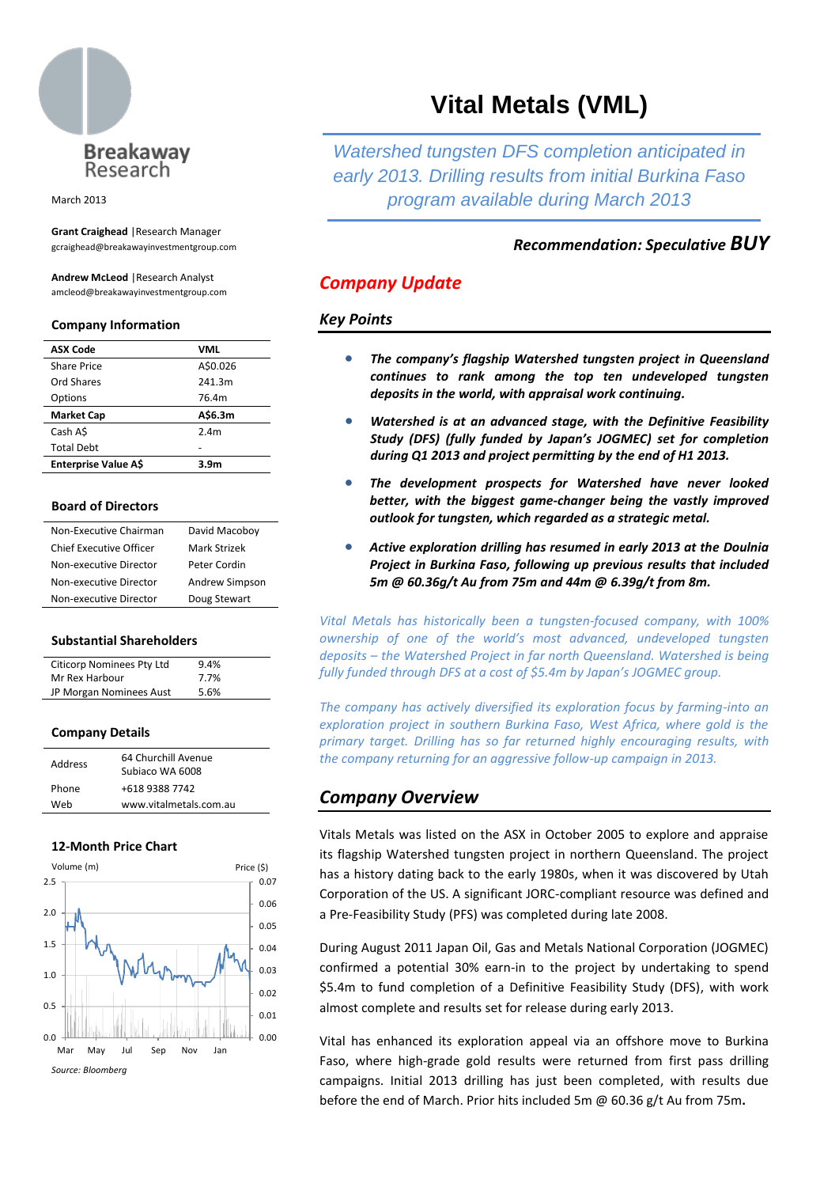Breakaway Research

March 2013

**Grant Craighead** |Research Manager
gcraighead@breakawayinvestmentgroup.com

**Andrew McLeod** |Research Analyst
amcleod@breakawayinvestmentgroup.com

### Company Information

| ASX Code | VML |
|---|---|
| Share Price | A$0.026 |
| Ord Shares | 241.3m |
| Options | 76.4m |
| **Market Cap** | **A$6.3m** |
| Cash A$ | 2.4m |
| Total Debt | - |
| **Enterprise Value A$** | **3.9m** |

### Board of Directors

| | |
|---|---|
| Non-Executive Chairman | David Macoboy |
| Chief Executive Officer | Mark Strizek |
| Non-executive Director | Peter Cordin |
| Non-executive Director | Andrew Simpson |
| Non-executive Director | Doug Stewart |

### Substantial Shareholders

| | |
|---|---|
| Citicorp Nominees Pty Ltd | 9.4% |
| Mr Rex Harbour | 7.7% |
| JP Morgan Nominees Aust | 5.6% |

### Company Details

| | |
|---|---|
| Address | 64 Churchill Avenue Subiaco WA 6008 |
| Phone | +618 9388 7742 |
| Web | www.vitalmetals.com.au |

### 12-Month Price Chart

Source: Bloomberg

# Vital Metals (VML)

*Watershed tungsten DFS completion anticipated in early 2013. Drilling results from initial Burkina Faso program available during March 2013*

***Recommendation: Speculative BUY***

## *Company Update*

### *Key Points*

- ***The company's flagship Watershed tungsten project in Queensland continues to rank among the top ten undeveloped tungsten deposits in the world, with appraisal work continuing.***
- ***Watershed is at an advanced stage, with the Definitive Feasibility Study (DFS) (fully funded by Japan's JOGMEC) set for completion during Q1 2013 and project permitting by the end of H1 2013.***
- ***The development prospects for Watershed have never looked better, with the biggest game-changer being the vastly improved outlook for tungsten, which regarded as a strategic metal.***
- ***Active exploration drilling has resumed in early 2013 at the Doulnia Project in Burkina Faso, following up previous results that included 5m @ 60.36g/t Au from 75m and 44m @ 6.39g/t from 8m.***

*Vital Metals has historically been a tungsten-focused company, with 100% ownership of one of the world's most advanced, undeveloped tungsten deposits – the Watershed Project in far north Queensland. Watershed is being fully funded through DFS at a cost of $5.4m by Japan's JOGMEC group.*

*The company has actively diversified its exploration focus by farming-into an exploration project in southern Burkina Faso, West Africa, where gold is the primary target. Drilling has so far returned highly encouraging results, with the company returning for an aggressive follow-up campaign in 2013.*

## *Company Overview*

Vitals Metals was listed on the ASX in October 2005 to explore and appraise its flagship Watershed tungsten project in northern Queensland. The project has a history dating back to the early 1980s, when it was discovered by Utah Corporation of the US. A significant JORC-compliant resource was defined and a Pre-Feasibility Study (PFS) was completed during late 2008.

During August 2011 Japan Oil, Gas and Metals National Corporation (JOGMEC) confirmed a potential 30% earn-in to the project by undertaking to spend $5.4m to fund completion of a Definitive Feasibility Study (DFS), with work almost complete and results set for release during early 2013.

Vital has enhanced its exploration appeal via an offshore move to Burkina Faso, where high-grade gold results were returned from first pass drilling campaigns. Initial 2013 drilling has just been completed, with results due before the end of March. Prior hits included 5m @ 60.36 g/t Au from 75m**.**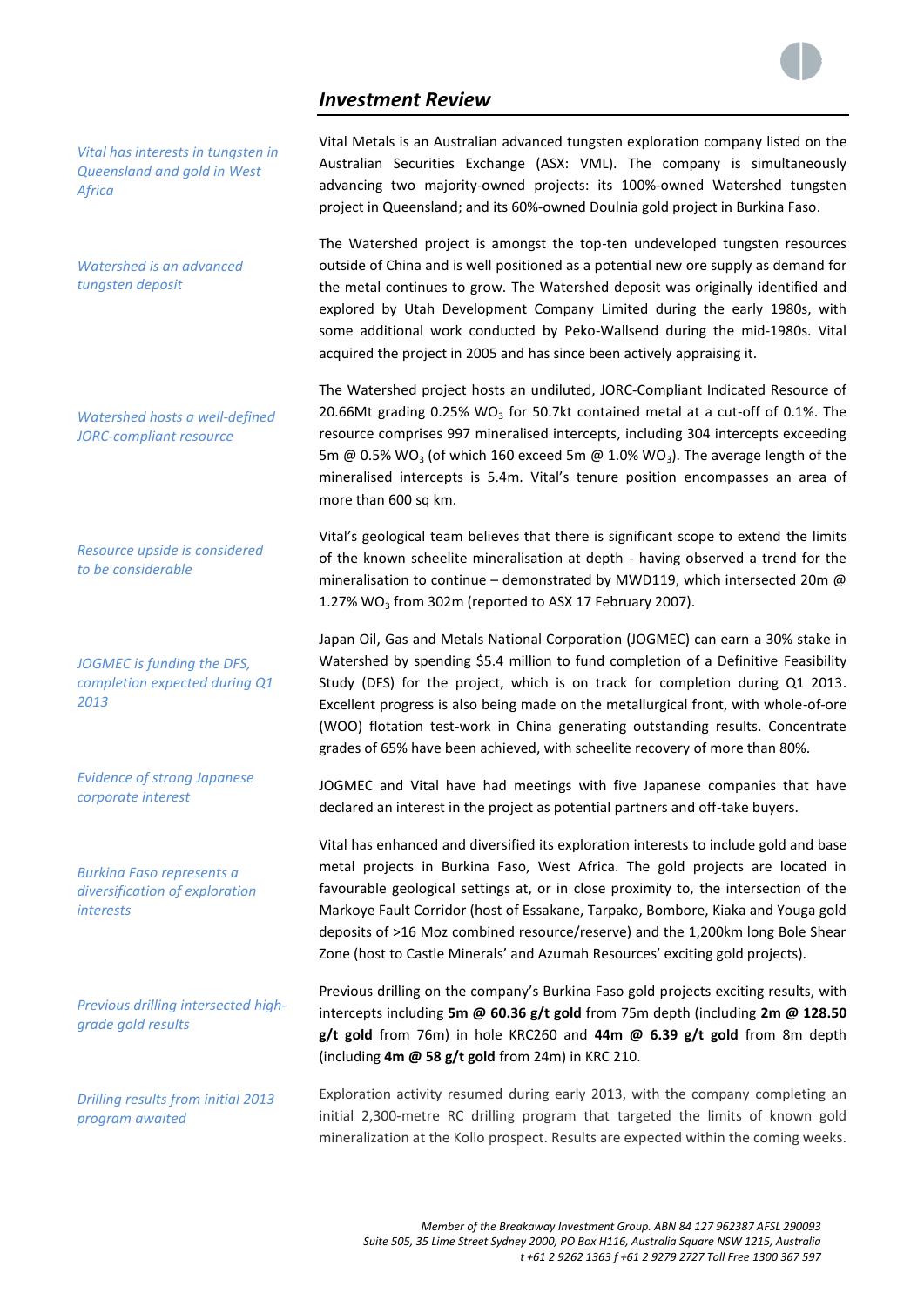## *Investment Review*

*Vital has interests in tungsten in Queensland and gold in West Africa*

Vital Metals is an Australian advanced tungsten exploration company listed on the Australian Securities Exchange (ASX: VML). The company is simultaneously advancing two majority-owned projects: its 100%-owned Watershed tungsten project in Queensland; and its 60%-owned Doulnia gold project in Burkina Faso.

*Watershed is an advanced tungsten deposit*

The Watershed project is amongst the top-ten undeveloped tungsten resources outside of China and is well positioned as a potential new ore supply as demand for the metal continues to grow. The Watershed deposit was originally identified and explored by Utah Development Company Limited during the early 1980s, with some additional work conducted by Peko-Wallsend during the mid-1980s. Vital acquired the project in 2005 and has since been actively appraising it.

*Watershed hosts a well-defined JORC-compliant resource*

The Watershed project hosts an undiluted, JORC-Compliant Indicated Resource of 20.66Mt grading 0.25% $WO_3$ for 50.7kt contained metal at a cut-off of 0.1%. The resource comprises 997 mineralised intercepts, including 304 intercepts exceeding 5m @ 0.5% $WO_3$ (of which 160 exceed 5m @ 1.0% $WO_3$). The average length of the mineralised intercepts is 5.4m. Vital's tenure position encompasses an area of more than 600 sq km.

*Resource upside is considered to be considerable*

Vital's geological team believes that there is significant scope to extend the limits of the known scheelite mineralisation at depth - having observed a trend for the mineralisation to continue – demonstrated by MWD119, which intersected 20m @ 1.27% $WO_3$ from 302m (reported to ASX 17 February 2007).

*JOGMEC is funding the DFS, completion expected during Q1 2013*

Japan Oil, Gas and Metals National Corporation (JOGMEC) can earn a 30% stake in Watershed by spending $5.4 million to fund completion of a Definitive Feasibility Study (DFS) for the project, which is on track for completion during Q1 2013. Excellent progress is also being made on the metallurgical front, with whole-of-ore (WOO) flotation test-work in China generating outstanding results. Concentrate grades of 65% have been achieved, with scheelite recovery of more than 80%.

*Evidence of strong Japanese corporate interest*

JOGMEC and Vital have had meetings with five Japanese companies that have declared an interest in the project as potential partners and off-take buyers.

*Burkina Faso represents a diversification of exploration interests*

Vital has enhanced and diversified its exploration interests to include gold and base metal projects in Burkina Faso, West Africa. The gold projects are located in favourable geological settings at, or in close proximity to, the intersection of the Markoye Fault Corridor (host of Essakane, Tarpako, Bombore, Kiaka and Youga gold deposits of >16 Moz combined resource/reserve) and the 1,200km long Bole Shear Zone (host to Castle Minerals' and Azumah Resources' exciting gold projects).

*Previous drilling intersected high-grade gold results*

Previous drilling on the company's Burkina Faso gold projects exciting results, with intercepts including **5m @ 60.36 g/t gold** from 75m depth (including **2m @ 128.50 g/t gold** from 76m) in hole KRC260 and **44m @ 6.39 g/t gold** from 8m depth (including **4m @ 58 g/t gold** from 24m) in KRC 210.

*Drilling results from initial 2013 program awaited*

Exploration activity resumed during early 2013, with the company completing an initial 2,300-metre RC drilling program that targeted the limits of known gold mineralization at the Kollo prospect. Results are expected within the coming weeks.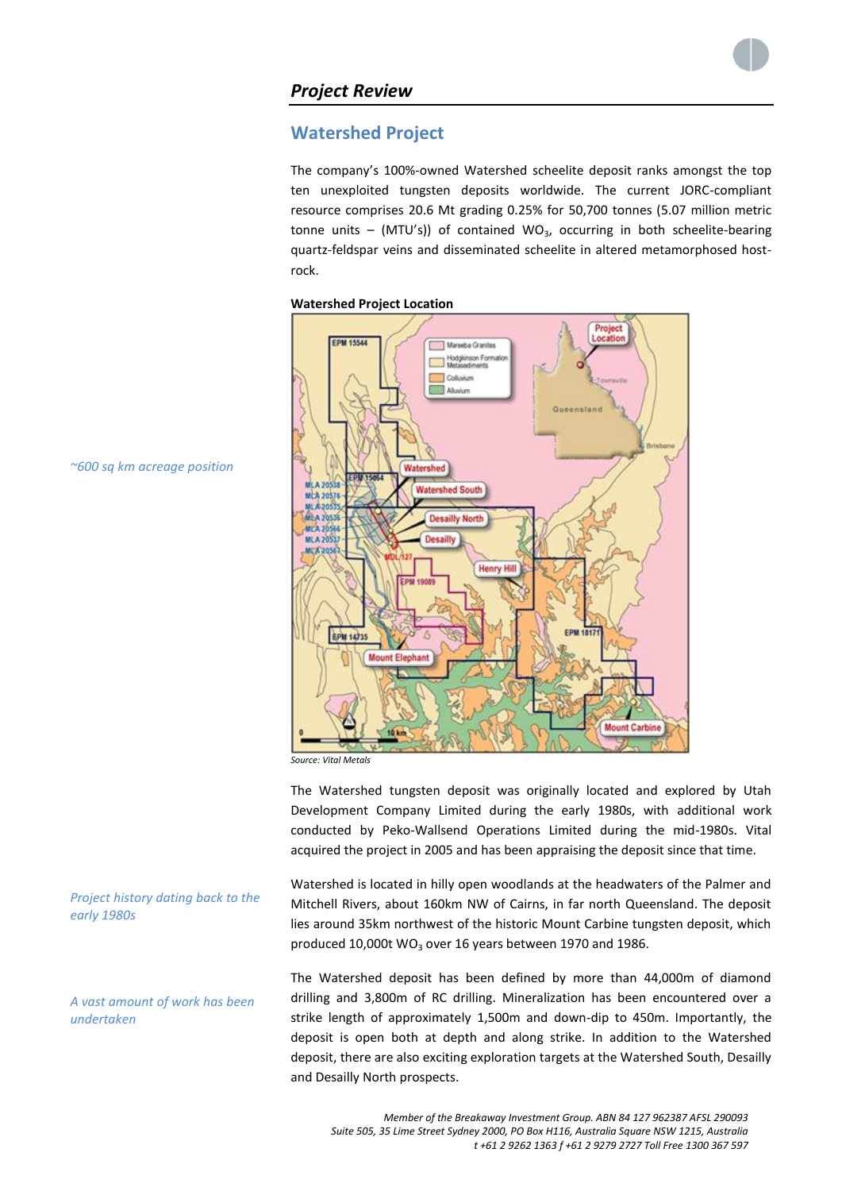## Project Review

### Watershed Project

The company's 100%-owned Watershed scheelite deposit ranks amongst the top ten unexploited tungsten deposits worldwide. The current JORC-compliant resource comprises 20.6 Mt grading 0.25% for 50,700 tonnes (5.07 million metric tonne units – (MTU's)) of contained $WO_3$, occurring in both scheelite-bearing quartz-feldspar veins and disseminated scheelite in altered metamorphosed host-rock.

*~600 sq km acreage position*

**Watershed Project Location**

Source: Vital Metals

The Watershed tungsten deposit was originally located and explored by Utah Development Company Limited during the early 1980s, with additional work conducted by Peko-Wallsend Operations Limited during the mid-1980s. Vital acquired the project in 2005 and has been appraising the deposit since that time.

*Project history dating back to the early 1980s*

Watershed is located in hilly open woodlands at the headwaters of the Palmer and Mitchell Rivers, about 160km NW of Cairns, in far north Queensland. The deposit lies around 35km northwest of the historic Mount Carbine tungsten deposit, which produced 10,000t $WO_3$ over 16 years between 1970 and 1986.

*A vast amount of work has been undertaken*

The Watershed deposit has been defined by more than 44,000m of diamond drilling and 3,800m of RC drilling. Mineralization has been encountered over a strike length of approximately 1,500m and down-dip to 450m. Importantly, the deposit is open both at depth and along strike. In addition to the Watershed deposit, there are also exciting exploration targets at the Watershed South, Desailly and Desailly North prospects.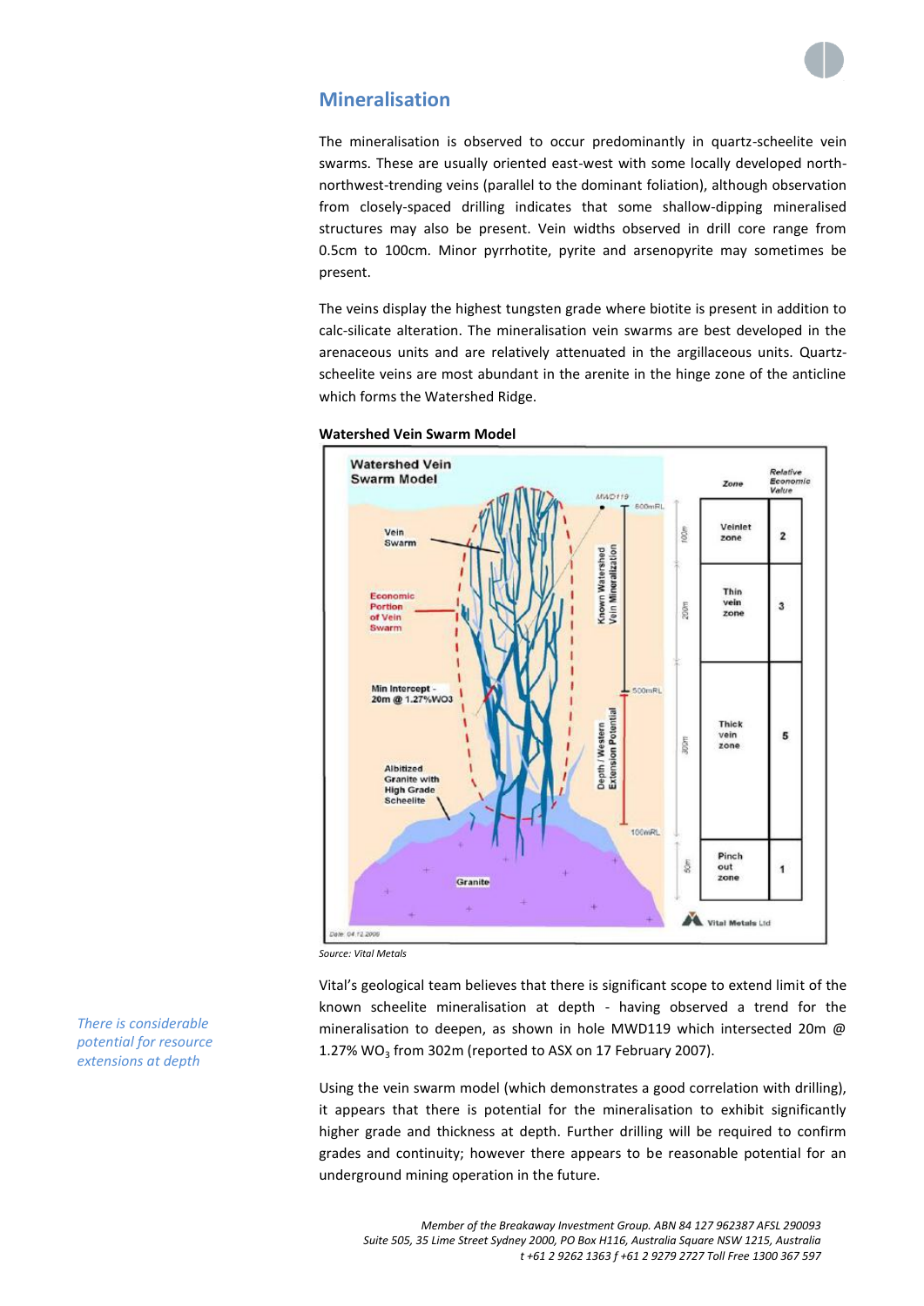## Mineralisation

The mineralisation is observed to occur predominantly in quartz-scheelite vein swarms. These are usually oriented east-west with some locally developed north-northwest-trending veins (parallel to the dominant foliation), although observation from closely-spaced drilling indicates that some shallow-dipping mineralised structures may also be present. Vein widths observed in drill core range from 0.5cm to 100cm. Minor pyrrhotite, pyrite and arsenopyrite may sometimes be present.

The veins display the highest tungsten grade where biotite is present in addition to calc-silicate alteration. The mineralisation vein swarms are best developed in the arenaceous units and are relatively attenuated in the argillaceous units. Quartz-scheelite veins are most abundant in the arenite in the hinge zone of the anticline which forms the Watershed Ridge.

**Watershed Vein Swarm Model**

| Zone | Relative Economic Value |
|---|---|
| Veinlet zone | 2 |
| Thin vein zone | 3 |
| Thick vein zone | 5 |
| Pinch out zone | 1 |

Source: Vital Metals

*There is considerable potential for resource extensions at depth*

Vital's geological team believes that there is significant scope to extend limit of the known scheelite mineralisation at depth - having observed a trend for the mineralisation to deepen, as shown in hole MWD119 which intersected 20m @ 1.27% $WO_3$ from 302m (reported to ASX on 17 February 2007).

Using the vein swarm model (which demonstrates a good correlation with drilling), it appears that there is potential for the mineralisation to exhibit significantly higher grade and thickness at depth. Further drilling will be required to confirm grades and continuity; however there appears to be reasonable potential for an underground mining operation in the future.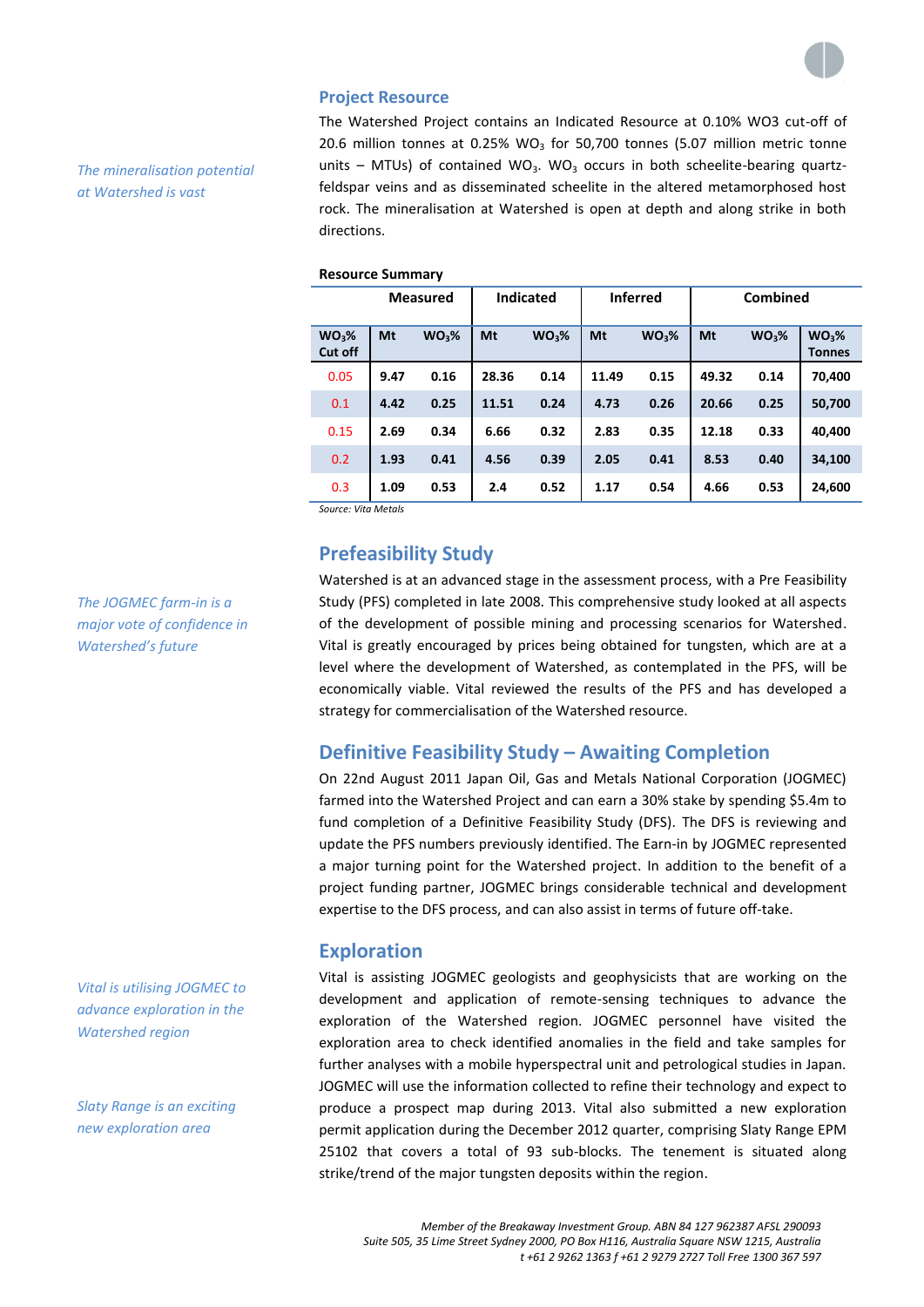## Project Resource

*The mineralisation potential at Watershed is vast*

The Watershed Project contains an Indicated Resource at 0.10% WO3 cut-off of 20.6 million tonnes at 0.25% $WO_3$ for 50,700 tonnes (5.07 million metric tonne units – MTUs) of contained $WO_3$. $WO_3$ occurs in both scheelite-bearing quartz-feldspar veins and as disseminated scheelite in the altered metamorphosed host rock. The mineralisation at Watershed is open at depth and along strike in both directions.

**Resource Summary**

| | Measured | | Indicated | | Inferred | | Combined | | |
|---|---|---|---|---|---|---|---|---|---|
| $WO_3$% Cut off | Mt | $WO_3$% | Mt | $WO_3$% | Mt | $WO_3$% | Mt | $WO_3$% | $WO_3$% Tonnes |
| 0.05 | 9.47 | 0.16 | 28.36 | 0.14 | 11.49 | 0.15 | 49.32 | 0.14 | 70,400 |
| 0.1 | 4.42 | 0.25 | 11.51 | 0.24 | 4.73 | 0.26 | 20.66 | 0.25 | 50,700 |
| 0.15 | 2.69 | 0.34 | 6.66 | 0.32 | 2.83 | 0.35 | 12.18 | 0.33 | 40,400 |
| 0.2 | 1.93 | 0.41 | 4.56 | 0.39 | 2.05 | 0.41 | 8.53 | 0.40 | 34,100 |
| 0.3 | 1.09 | 0.53 | 2.4 | 0.52 | 1.17 | 0.54 | 4.66 | 0.53 | 24,600 |

*Source: Vita Metals*

## Prefeasibility Study

*The JOGMEC farm-in is a major vote of confidence in Watershed's future*

Watershed is at an advanced stage in the assessment process, with a Pre Feasibility Study (PFS) completed in late 2008. This comprehensive study looked at all aspects of the development of possible mining and processing scenarios for Watershed. Vital is greatly encouraged by prices being obtained for tungsten, which are at a level where the development of Watershed, as contemplated in the PFS, will be economically viable. Vital reviewed the results of the PFS and has developed a strategy for commercialisation of the Watershed resource.

## Definitive Feasibility Study – Awaiting Completion

On 22nd August 2011 Japan Oil, Gas and Metals National Corporation (JOGMEC) farmed into the Watershed Project and can earn a 30% stake by spending $5.4m to fund completion of a Definitive Feasibility Study (DFS). The DFS is reviewing and update the PFS numbers previously identified. The Earn-in by JOGMEC represented a major turning point for the Watershed project. In addition to the benefit of a project funding partner, JOGMEC brings considerable technical and development expertise to the DFS process, and can also assist in terms of future off-take.

## Exploration

*Vital is utilising JOGMEC to advance exploration in the Watershed region*

*Slaty Range is an exciting new exploration area*

Vital is assisting JOGMEC geologists and geophysicists that are working on the development and application of remote-sensing techniques to advance the exploration of the Watershed region. JOGMEC personnel have visited the exploration area to check identified anomalies in the field and take samples for further analyses with a mobile hyperspectral unit and petrological studies in Japan. JOGMEC will use the information collected to refine their technology and expect to produce a prospect map during 2013. Vital also submitted a new exploration permit application during the December 2012 quarter, comprising Slaty Range EPM 25102 that covers a total of 93 sub-blocks. The tenement is situated along strike/trend of the major tungsten deposits within the region.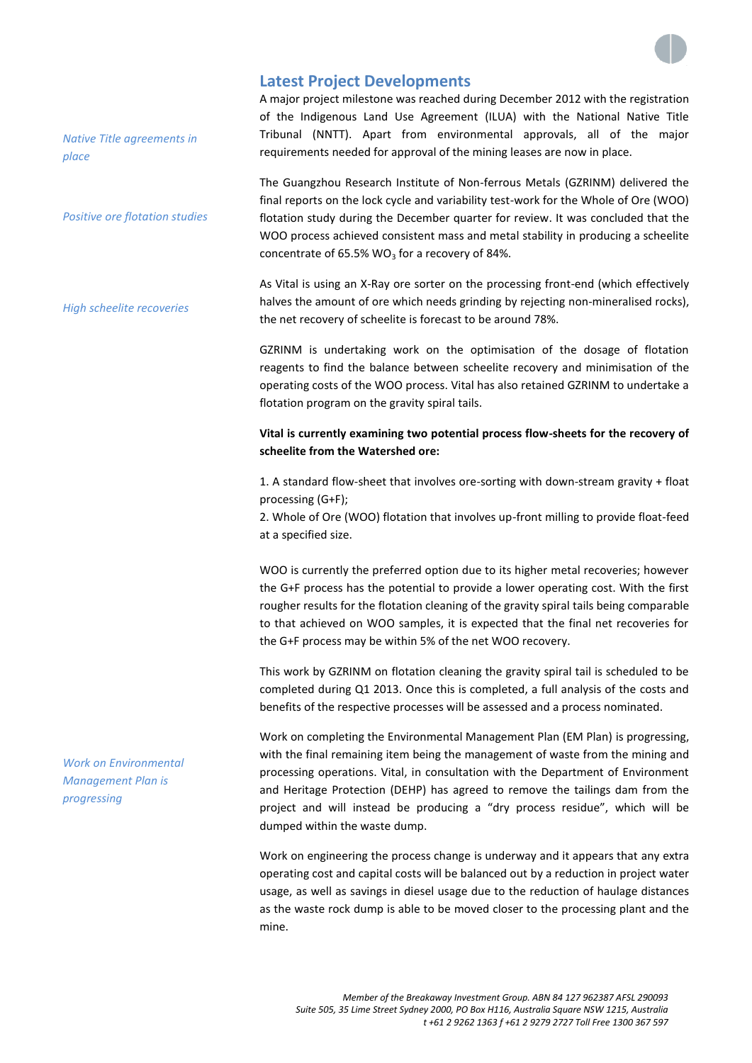## Latest Project Developments

*Native Title agreements in place*

A major project milestone was reached during December 2012 with the registration of the Indigenous Land Use Agreement (ILUA) with the National Native Title Tribunal (NNTT). Apart from environmental approvals, all of the major requirements needed for approval of the mining leases are now in place.

*Positive ore flotation studies*

The Guangzhou Research Institute of Non-ferrous Metals (GZRINM) delivered the final reports on the lock cycle and variability test-work for the Whole of Ore (WOO) flotation study during the December quarter for review. It was concluded that the WOO process achieved consistent mass and metal stability in producing a scheelite concentrate of 65.5% $WO_3$ for a recovery of 84%.

*High scheelite recoveries*

As Vital is using an X-Ray ore sorter on the processing front-end (which effectively halves the amount of ore which needs grinding by rejecting non-mineralised rocks), the net recovery of scheelite is forecast to be around 78%.

GZRINM is undertaking work on the optimisation of the dosage of flotation reagents to find the balance between scheelite recovery and minimisation of the operating costs of the WOO process. Vital has also retained GZRINM to undertake a flotation program on the gravity spiral tails.

**Vital is currently examining two potential process flow-sheets for the recovery of scheelite from the Watershed ore:**

1. A standard flow-sheet that involves ore-sorting with down-stream gravity + float processing (G+F);
2. Whole of Ore (WOO) flotation that involves up-front milling to provide float-feed at a specified size.

WOO is currently the preferred option due to its higher metal recoveries; however the G+F process has the potential to provide a lower operating cost. With the first rougher results for the flotation cleaning of the gravity spiral tails being comparable to that achieved on WOO samples, it is expected that the final net recoveries for the G+F process may be within 5% of the net WOO recovery.

This work by GZRINM on flotation cleaning the gravity spiral tail is scheduled to be completed during Q1 2013. Once this is completed, a full analysis of the costs and benefits of the respective processes will be assessed and a process nominated.

*Work on Environmental Management Plan is progressing*

Work on completing the Environmental Management Plan (EM Plan) is progressing, with the final remaining item being the management of waste from the mining and processing operations. Vital, in consultation with the Department of Environment and Heritage Protection (DEHP) has agreed to remove the tailings dam from the project and will instead be producing a "dry process residue", which will be dumped within the waste dump.

Work on engineering the process change is underway and it appears that any extra operating cost and capital costs will be balanced out by a reduction in project water usage, as well as savings in diesel usage due to the reduction of haulage distances as the waste rock dump is able to be moved closer to the processing plant and the mine.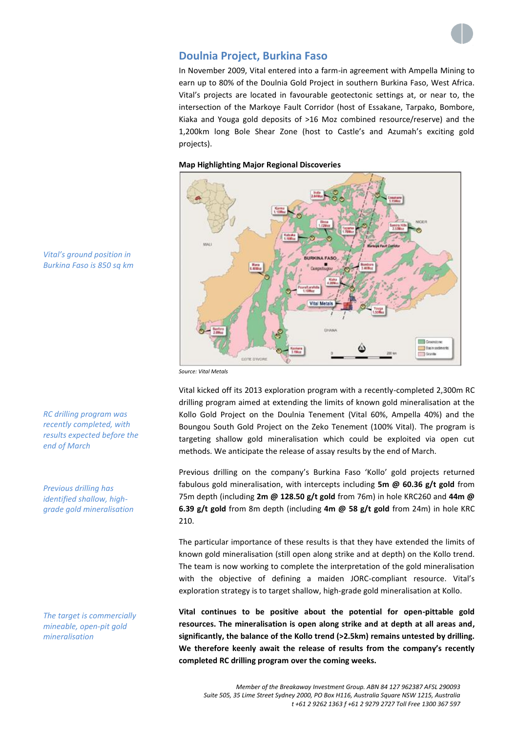## Doulnia Project, Burkina Faso

In November 2009, Vital entered into a farm-in agreement with Ampella Mining to earn up to 80% of the Doulnia Gold Project in southern Burkina Faso, West Africa. Vital's projects are located in favourable geotectonic settings at, or near to, the intersection of the Markoye Fault Corridor (host of Essakane, Tarpako, Bombore, Kiaka and Youga gold deposits of >16 Moz combined resource/reserve) and the 1,200km long Bole Shear Zone (host to Castle's and Azumah's exciting gold projects).

*Vital's ground position in Burkina Faso is 850 sq km*

**Map Highlighting Major Regional Discoveries**

*Source: Vital Metals*

Vital kicked off its 2013 exploration program with a recently-completed 2,300m RC drilling program aimed at extending the limits of known gold mineralisation at the Kollo Gold Project on the Doulnia Tenement (Vital 60%, Ampella 40%) and the Boungou South Gold Project on the Zeko Tenement (100% Vital). The program is targeting shallow gold mineralisation which could be exploited via open cut methods. We anticipate the release of assay results by the end of March.

*RC drilling program was recently completed, with results expected before the end of March*

Previous drilling on the company's Burkina Faso 'Kollo' gold projects returned fabulous gold mineralisation, with intercepts including **5m @ 60.36 g/t gold** from 75m depth (including **2m @ 128.50 g/t gold** from 76m) in hole KRC260 and **44m @ 6.39 g/t gold** from 8m depth (including **4m @ 58 g/t gold** from 24m) in hole KRC 210.

*Previous drilling has identified shallow, high-grade gold mineralisation*

The particular importance of these results is that they have extended the limits of known gold mineralisation (still open along strike and at depth) on the Kollo trend. The team is now working to complete the interpretation of the gold mineralisation with the objective of defining a maiden JORC-compliant resource. Vital's exploration strategy is to target shallow, high-grade gold mineralisation at Kollo.

*The target is commercially mineable, open-pit gold mineralisation*

**Vital continues to be positive about the potential for open-pittable gold resources. The mineralisation is open along strike and at depth at all areas and, significantly, the balance of the Kollo trend (>2.5km) remains untested by drilling. We therefore keenly await the release of results from the company's recently completed RC drilling program over the coming weeks.**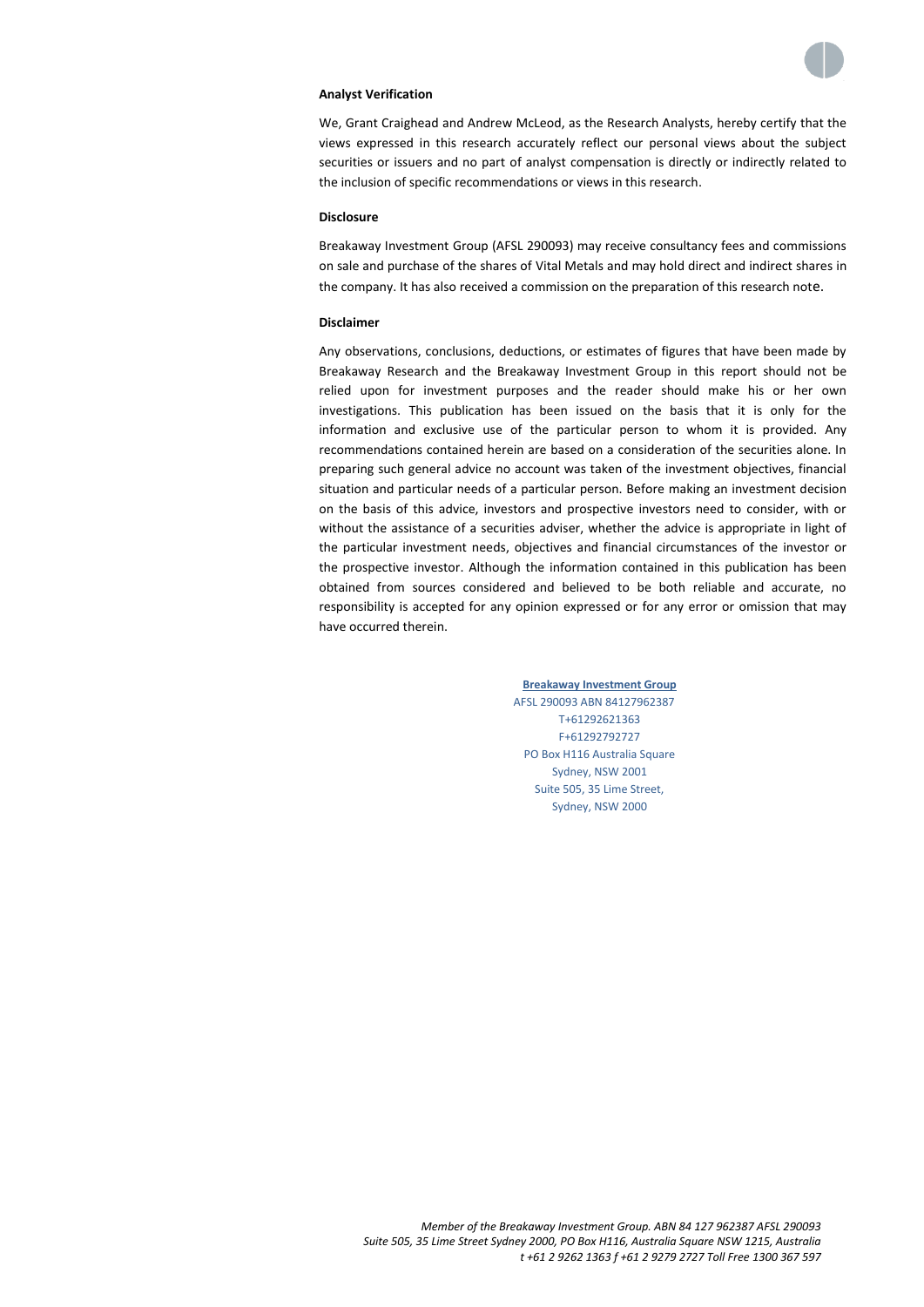**Analyst Verification**

We, Grant Craighead and Andrew McLeod, as the Research Analysts, hereby certify that the views expressed in this research accurately reflect our personal views about the subject securities or issuers and no part of analyst compensation is directly or indirectly related to the inclusion of specific recommendations or views in this research.

**Disclosure**

Breakaway Investment Group (AFSL 290093) may receive consultancy fees and commissions on sale and purchase of the shares of Vital Metals and may hold direct and indirect shares in the company. It has also received a commission on the preparation of this research note.

**Disclaimer**

Any observations, conclusions, deductions, or estimates of figures that have been made by Breakaway Research and the Breakaway Investment Group in this report should not be relied upon for investment purposes and the reader should make his or her own investigations. This publication has been issued on the basis that it is only for the information and exclusive use of the particular person to whom it is provided. Any recommendations contained herein are based on a consideration of the securities alone. In preparing such general advice no account was taken of the investment objectives, financial situation and particular needs of a particular person. Before making an investment decision on the basis of this advice, investors and prospective investors need to consider, with or without the assistance of a securities adviser, whether the advice is appropriate in light of the particular investment needs, objectives and financial circumstances of the investor or the prospective investor. Although the information contained in this publication has been obtained from sources considered and believed to be both reliable and accurate, no responsibility is accepted for any opinion expressed or for any error or omission that may have occurred therein.

**Breakaway Investment Group**
AFSL 290093 ABN 84127962387
T+61292621363
F+61292792727
PO Box H116 Australia Square
Sydney, NSW 2001
Suite 505, 35 Lime Street,
Sydney, NSW 2000

*Member of the Breakaway Investment Group. ABN 84 127 962387 AFSL 290093*
*Suite 505, 35 Lime Street Sydney 2000, PO Box H116, Australia Square NSW 1215, Australia*
*t +61 2 9262 1363 f +61 2 9279 2727 Toll Free 1300 367 597*